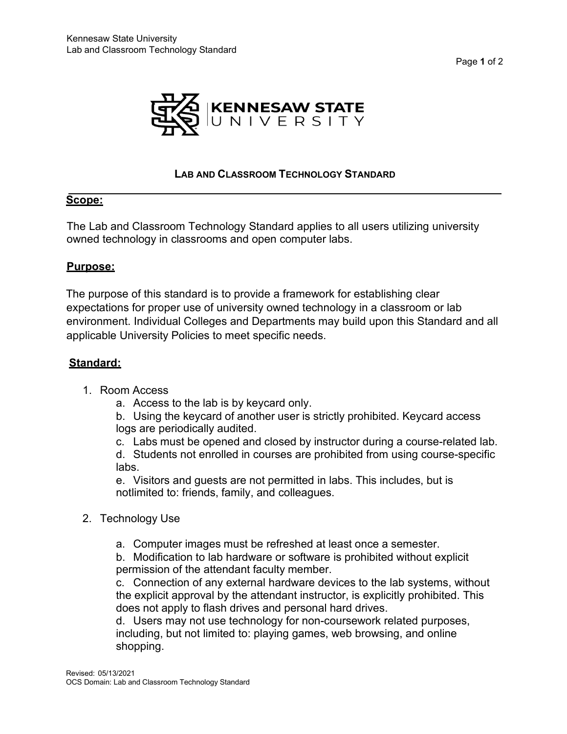# LAB AND CLASSROOM TECHNOLOGY STANDARD

## Scope:

The Lab and Classroom Technology Standard applies to all users utilizing university owned technology in classrooms and open computer labs.

## Purpose:

The purpose of this standard is to provide a framework for establishing clear expectations for proper use of university owned technology in a classroom or lab environment. Individual Colleges and Departments may build upon this Standard and all applicable University Policies to meet specific needs.

## Standard:

1. Room Access
   a. Access to the lab is by keycard only.
   b. Using the keycard of another user is strictly prohibited. Keycard access logs are periodically audited.
   c. Labs must be opened and closed by instructor during a course-related lab.
   d. Students not enrolled in courses are prohibited from using course-specific labs.
   e. Visitors and guests are not permitted in labs. This includes, but is notlimited to: friends, family, and colleagues.

2. Technology Use
   a. Computer images must be refreshed at least once a semester.
   b. Modification to lab hardware or software is prohibited without explicit permission of the attendant faculty member.
   c. Connection of any external hardware devices to the lab systems, without the explicit approval by the attendant instructor, is explicitly prohibited. This does not apply to flash drives and personal hard drives.
   d. Users may not use technology for non-coursework related purposes, including, but not limited to: playing games, web browsing, and online shopping.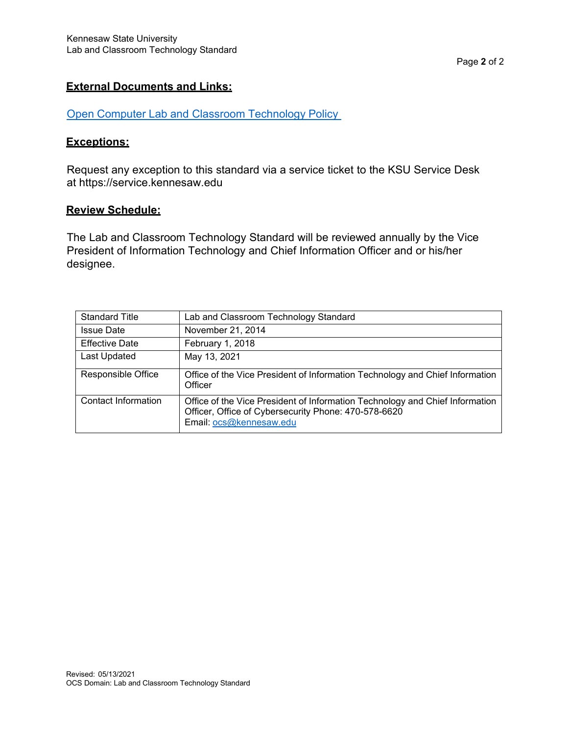## External Documents and Links:

Open Computer Lab and Classroom Technology Policy

## Exceptions:

Request any exception to this standard via a service ticket to the KSU Service Desk at https://service.kennesaw.edu

## Review Schedule:

The Lab and Classroom Technology Standard will be reviewed annually by the Vice President of Information Technology and Chief Information Officer and or his/her designee.

| | |
|---|---|
| Standard Title | Lab and Classroom Technology Standard |
| Issue Date | November 21, 2014 |
| Effective Date | February 1, 2018 |
| Last Updated | May 13, 2021 |
| Responsible Office | Office of the Vice President of Information Technology and Chief Information Officer |
| Contact Information | Office of the Vice President of Information Technology and Chief Information Officer, Office of Cybersecurity Phone: 470-578-6620<br>Email: ocs@kennesaw.edu |

Revised: 05/13/2021
OCS Domain: Lab and Classroom Technology Standard